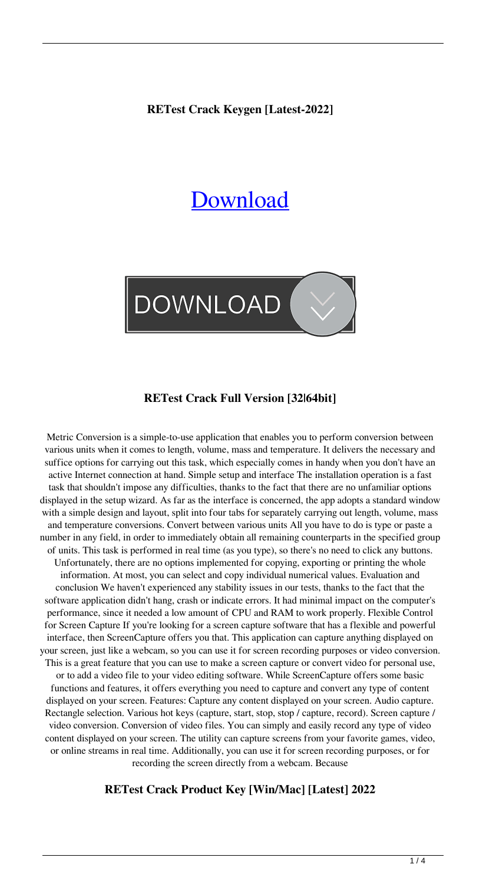**RETest Crack Keygen [Latest-2022]**

[Download](#)

DOWNLOAD

**RETest Crack Full Version [32|64bit]**

Metric Conversion is a simple-to-use application that enables you to perform conversion between various units when it comes to length, volume, mass and temperature. It delivers the necessary and suffice options for carrying out this task, which especially comes in handy when you don't have an active Internet connection at hand. Simple setup and interface The installation operation is a fast task that shouldn't impose any difficulties, thanks to the fact that there are no unfamiliar options displayed in the setup wizard. As far as the interface is concerned, the app adopts a standard window with a simple design and layout, split into four tabs for separately carrying out length, volume, mass and temperature conversions. Convert between various units All you have to do is type or paste a number in any field, in order to immediately obtain all remaining counterparts in the specified group of units. This task is performed in real time (as you type), so there's no need to click any buttons. Unfortunately, there are no options implemented for copying, exporting or printing the whole information. At most, you can select and copy individual numerical values. Evaluation and conclusion We haven't experienced any stability issues in our tests, thanks to the fact that the software application didn't hang, crash or indicate errors. It had minimal impact on the computer's performance, since it needed a low amount of CPU and RAM to work properly. Flexible Control for Screen Capture If you're looking for a screen capture software that has a flexible and powerful interface, then ScreenCapture offers you that. This application can capture anything displayed on your screen, just like a webcam, so you can use it for screen recording purposes or video conversion. This is a great feature that you can use to make a screen capture or convert video for personal use, or to add a video file to your video editing software. While ScreenCapture offers some basic functions and features, it offers everything you need to capture and convert any type of content displayed on your screen. Features: Capture any content displayed on your screen. Audio capture. Rectangle selection. Various hot keys (capture, start, stop, stop / capture, record). Screen capture / video conversion. Conversion of video files. You can simply and easily record any type of video content displayed on your screen. The utility can capture screens from your favorite games, video, or online streams in real time. Additionally, you can use it for screen recording purposes, or for recording the screen directly from a webcam. Because

**RETest Crack Product Key [Win/Mac] [Latest] 2022**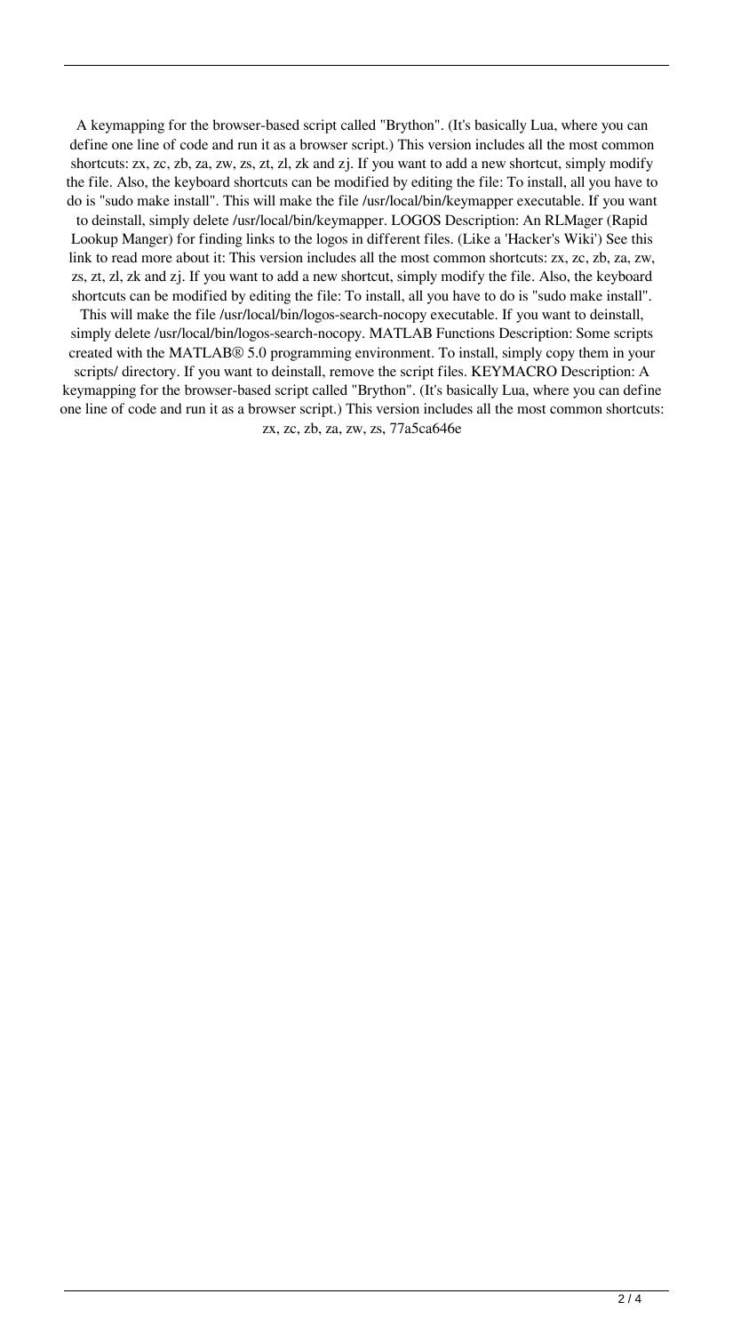A keymapping for the browser-based script called "Brython". (It's basically Lua, where you can define one line of code and run it as a browser script.) This version includes all the most common shortcuts: zx, zc, zb, za, zw, zs, zt, zl, zk and zj. If you want to add a new shortcut, simply modify the file. Also, the keyboard shortcuts can be modified by editing the file: To install, all you have to do is "sudo make install". This will make the file /usr/local/bin/keymapper executable. If you want to deinstall, simply delete /usr/local/bin/keymapper. LOGOS Description: An RLMager (Rapid Lookup Manger) for finding links to the logos in different files. (Like a 'Hacker's Wiki') See this link to read more about it: This version includes all the most common shortcuts: zx, zc, zb, za, zw, zs, zt, zl, zk and zj. If you want to add a new shortcut, simply modify the file. Also, the keyboard shortcuts can be modified by editing the file: To install, all you have to do is "sudo make install". This will make the file /usr/local/bin/logos-search-nocopy executable. If you want to deinstall, simply delete /usr/local/bin/logos-search-nocopy. MATLAB Functions Description: Some scripts created with the MATLAB® 5.0 programming environment. To install, simply copy them in your scripts/ directory. If you want to deinstall, remove the script files. KEYMACRO Description: A keymapping for the browser-based script called "Brython". (It's basically Lua, where you can define one line of code and run it as a browser script.) This version includes all the most common shortcuts: zx, zc, zb, za, zw, zs, 77a5ca646e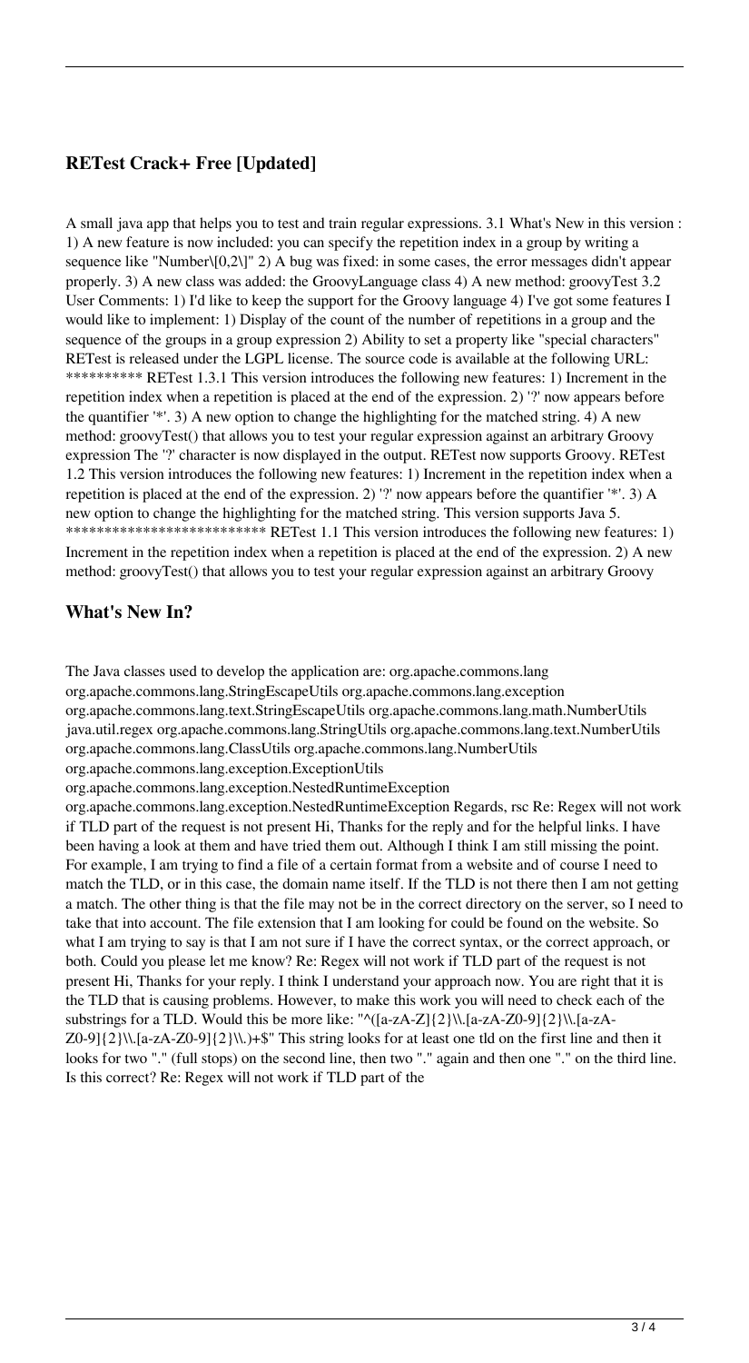## RETest Crack+ Free [Updated]

A small java app that helps you to test and train regular expressions. 3.1 What's New in this version : 1) A new feature is now included: you can specify the repetition index in a group by writing a sequence like "Number\[0,2\]" 2) A bug was fixed: in some cases, the error messages didn't appear properly. 3) A new class was added: the GroovyLanguage class 4) A new method: groovyTest 3.2 User Comments: 1) I'd like to keep the support for the Groovy language 4) I've got some features I would like to implement: 1) Display of the count of the number of repetitions in a group and the sequence of the groups in a group expression 2) Ability to set a property like "special characters" RETest is released under the LGPL license. The source code is available at the following URL: ********** RETest 1.3.1 This version introduces the following new features: 1) Increment in the repetition index when a repetition is placed at the end of the expression. 2) '?' now appears before the quantifier '*'. 3) A new option to change the highlighting for the matched string. 4) A new method: groovyTest() that allows you to test your regular expression against an arbitrary Groovy expression The '?' character is now displayed in the output. RETest now supports Groovy. RETest 1.2 This version introduces the following new features: 1) Increment in the repetition index when a repetition is placed at the end of the expression. 2) '?' now appears before the quantifier '*'. 3) A new option to change the highlighting for the matched string. This version supports Java 5. ************************** RETest 1.1 This version introduces the following new features: 1) Increment in the repetition index when a repetition is placed at the end of the expression. 2) A new method: groovyTest() that allows you to test your regular expression against an arbitrary Groovy

## What's New In?

The Java classes used to develop the application are: org.apache.commons.lang org.apache.commons.lang.StringEscapeUtils org.apache.commons.lang.exception org.apache.commons.lang.text.StringEscapeUtils org.apache.commons.lang.math.NumberUtils java.util.regex org.apache.commons.lang.StringUtils org.apache.commons.lang.text.NumberUtils org.apache.commons.lang.ClassUtils org.apache.commons.lang.NumberUtils org.apache.commons.lang.exception.ExceptionUtils org.apache.commons.lang.exception.NestedRuntimeException org.apache.commons.lang.exception.NestedRuntimeException Regards, rsc Re: Regex will not work if TLD part of the request is not present Hi, Thanks for the reply and for the helpful links. I have been having a look at them and have tried them out. Although I think I am still missing the point. For example, I am trying to find a file of a certain format from a website and of course I need to match the TLD, or in this case, the domain name itself. If the TLD is not there then I am not getting a match. The other thing is that the file may not be in the correct directory on the server, so I need to take that into account. The file extension that I am looking for could be found on the website. So what I am trying to say is that I am not sure if I have the correct syntax, or the correct approach, or both. Could you please let me know? Re: Regex will not work if TLD part of the request is not present Hi, Thanks for your reply. I think I understand your approach now. You are right that it is the TLD that is causing problems. However, to make this work you will need to check each of the substrings for a TLD. Would this be more like: "^([a-zA-Z]{2}\\.[a-zA-Z0-9]{2}\\.[a-zA-Z0-9]{2}\\.[a-zA-Z0-9]{2}\\.)+$" This string looks for at least one tld on the first line and then it looks for two "." (full stops) on the second line, then two "." again and then one "." on the third line. Is this correct? Re: Regex will not work if TLD part of the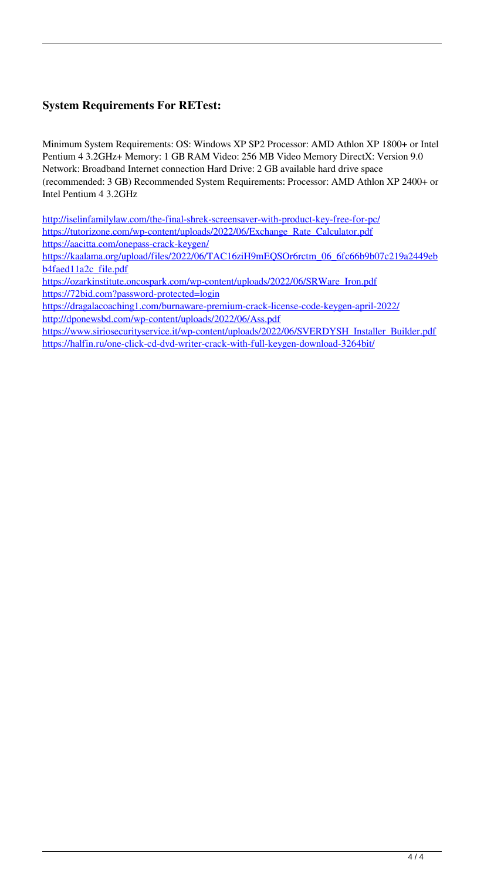### **System Requirements For RETest:**

Minimum System Requirements: OS: Windows XP SP2 Processor: AMD Athlon XP 1800+ or Intel Pentium 4 3.2GHz+ Memory: 1 GB RAM Video: 256 MB Video Memory DirectX: Version 9.0 Network: Broadband Internet connection Hard Drive: 2 GB available hard drive space (recommended: 3 GB) Recommended System Requirements: Processor: AMD Athlon XP 2400+ or Intel Pentium 4 3.2GHz

http://iselinfamilylaw.com/the-final-shrek-screensaver-with-product-key-free-for-pc/
https://tutorizone.com/wp-content/uploads/2022/06/Exchange_Rate_Calculator.pdf
https://aacitta.com/onepass-crack-keygen/
https://kaalama.org/upload/files/2022/06/TAC16ziH9mEQSOr6rctm_06_6fc66b9b07c219a2449ebb4faed11a2c_file.pdf
https://ozarkinstitute.oncospark.com/wp-content/uploads/2022/06/SRWare_Iron.pdf
https://72bid.com?password-protected=login
https://dragalacoaching1.com/burnaware-premium-crack-license-code-keygen-april-2022/
http://dponewsbd.com/wp-content/uploads/2022/06/Ass.pdf
https://www.siriosecurityservice.it/wp-content/uploads/2022/06/SVERDYSH_Installer_Builder.pdf
https://halfin.ru/one-click-cd-dvd-writer-crack-with-full-keygen-download-3264bit/